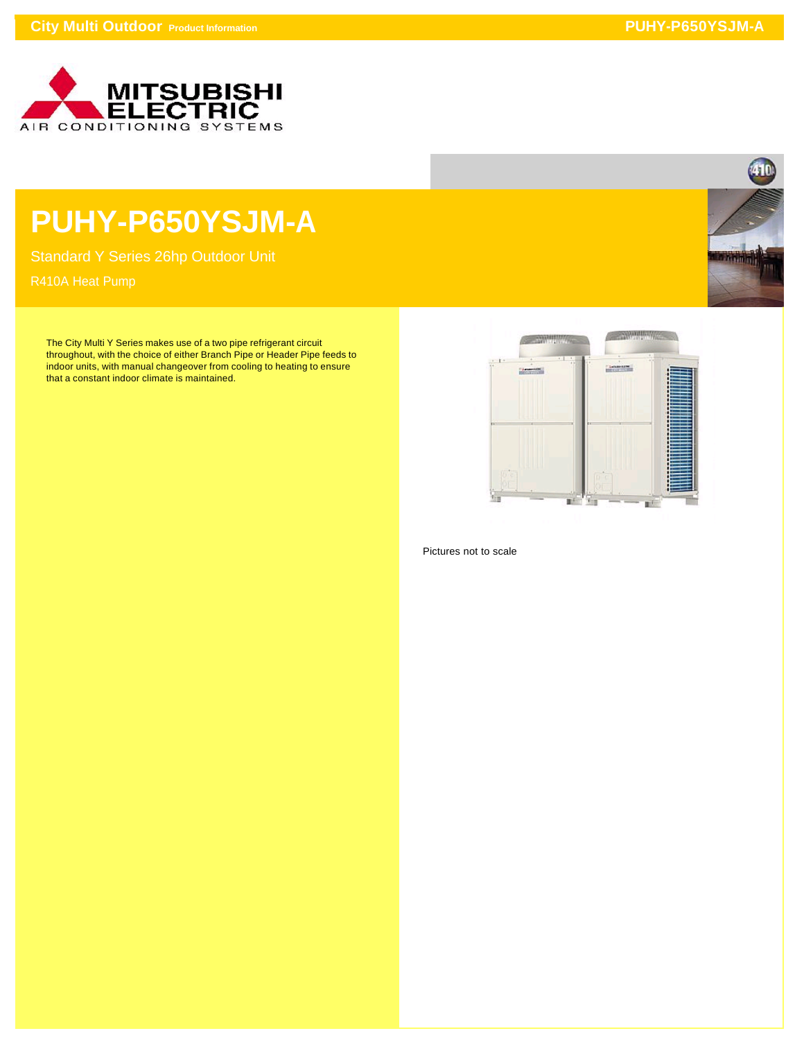# PUHY-P650YSJM-A

Standard Y Series 26hp Outdoor Unit

R410A Heat Pump

The City Multi Y Series makes use of a two pipe refrigerant circuit throughout, with the choice of either Branch Pipe or Header Pipe feeds to indoor units, with manual changeover from cooling to heating to ensure that a constant indoor climate is maintained.

Pictures not to scale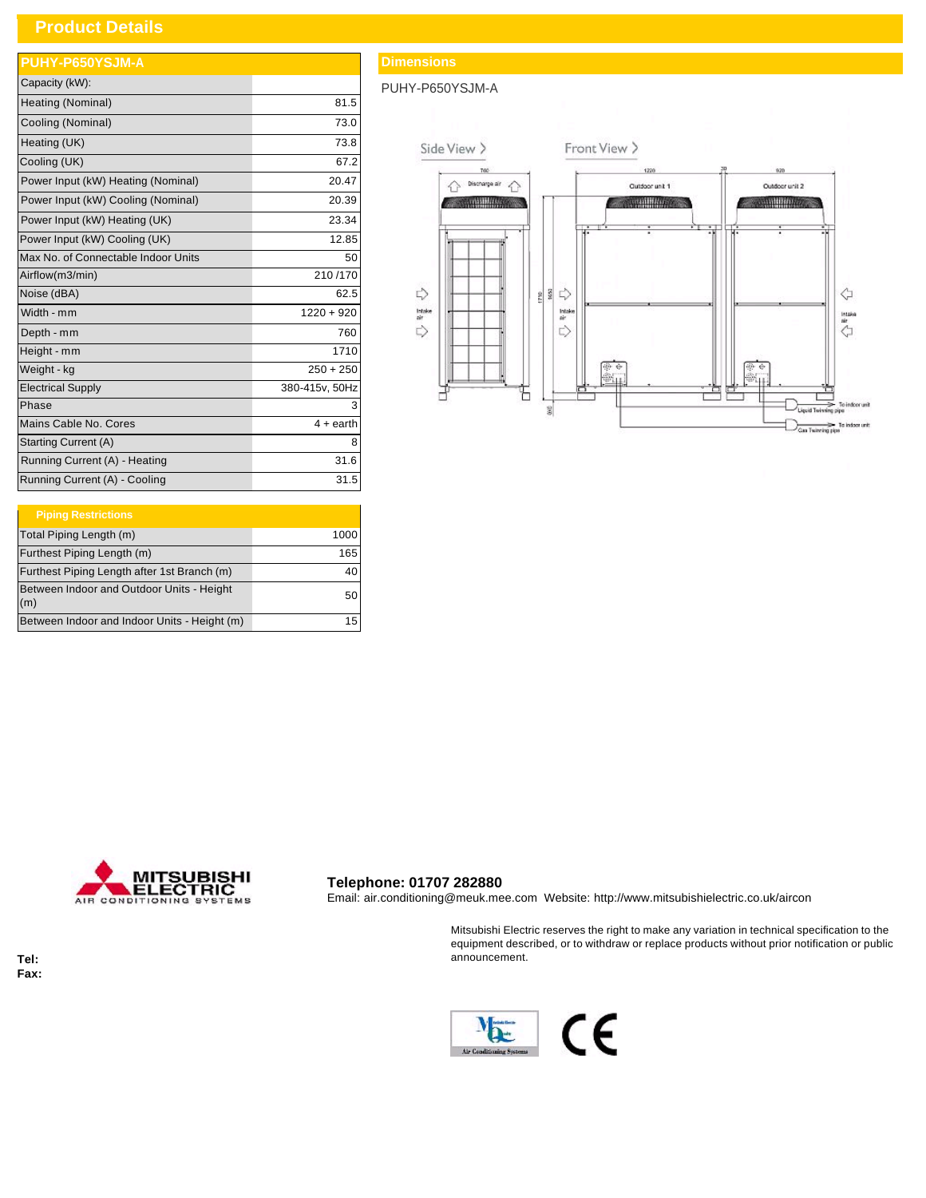## Product Details

| PUHY-P650YSJM-A | |
|---|---|
| Capacity (kW): | |
| Heating (Nominal) | 81.5 |
| Cooling (Nominal) | 73.0 |
| Heating (UK) | 73.8 |
| Cooling (UK) | 67.2 |
| Power Input (kW) Heating (Nominal) | 20.47 |
| Power Input (kW) Cooling (Nominal) | 20.39 |
| Power Input (kW) Heating (UK) | 23.34 |
| Power Input (kW) Cooling (UK) | 12.85 |
| Max No. of Connectable Indoor Units | 50 |
| Airflow(m3/min) | 210 /170 |
| Noise (dBA) | 62.5 |
| Width - mm | 1220 + 920 |
| Depth - mm | 760 |
| Height - mm | 1710 |
| Weight - kg | 250 + 250 |
| Electrical Supply | 380-415v, 50Hz |
| Phase | 3 |
| Mains Cable No. Cores | 4 + earth |
| Starting Current (A) | 8 |
| Running Current (A) - Heating | 31.6 |
| Running Current (A) - Cooling | 31.5 |

| Piping Restrictions | |
|---|---|
| Total Piping Length (m) | 1000 |
| Furthest Piping Length (m) | 165 |
| Furthest Piping Length after 1st Branch (m) | 40 |
| Between Indoor and Outdoor Units - Height (m) | 50 |
| Between Indoor and Indoor Units - Height (m) | 15 |

### Dimensions

PUHY-P650YSJM-A

Side View

Front View

760

Discharge air

1220

20

920

Outdoor unit 1

Outdoor unit 2

Intake air

1710

1650

Intake air

Intake air

To indoor unit

Liquid Twinning pipe

To indoor unit

Gas Twinning pipe

**Telephone: 01707 282880**

Email: air.conditioning@meuk.mee.com Website: http://www.mitsubishielectric.co.uk/aircon

Mitsubishi Electric reserves the right to make any variation in technical specification to the equipment described, or to withdraw or replace products without prior notification or public announcement.

**Tel:**

**Fax:**